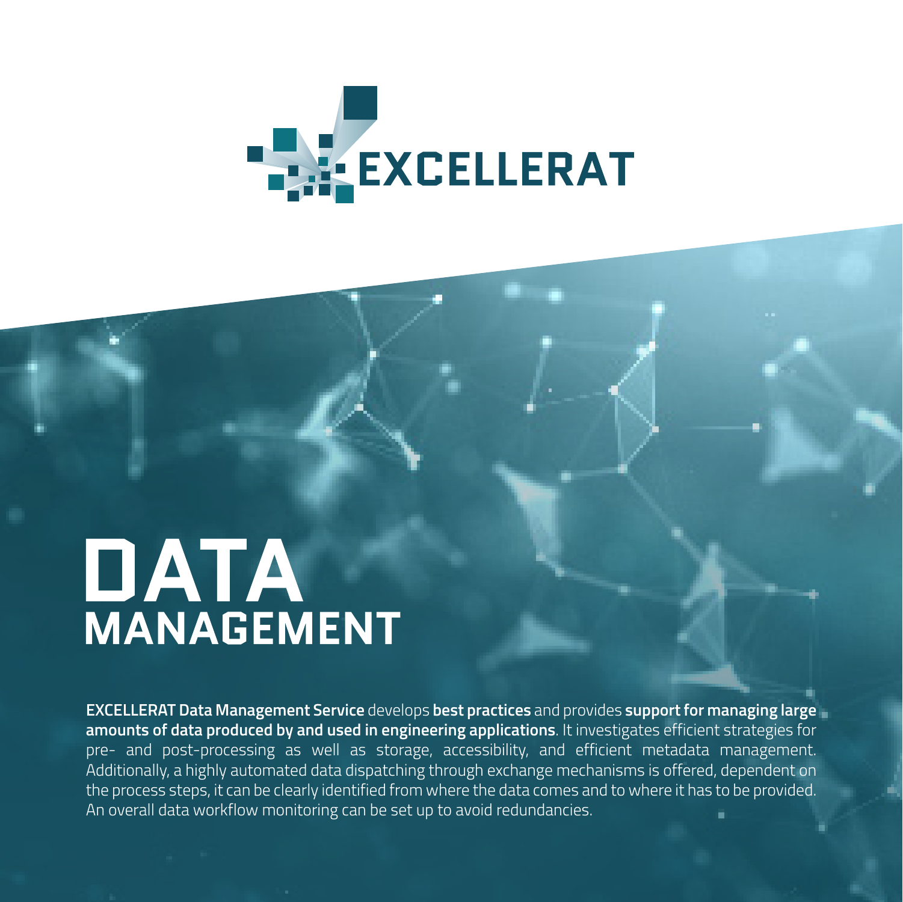EXCELLERAT

# DATA MANAGEMENT

**EXCELLERAT Data Management Service** develops **best practices** and provides **support for managing large amounts of data produced by and used in engineering applications**. It investigates efficient strategies for pre- and post-processing as well as storage, accessibility, and efficient metadata management. Additionally, a highly automated data dispatching through exchange mechanisms is offered, dependent on the process steps, it can be clearly identified from where the data comes and to where it has to be provided. An overall data workflow monitoring can be set up to avoid redundancies.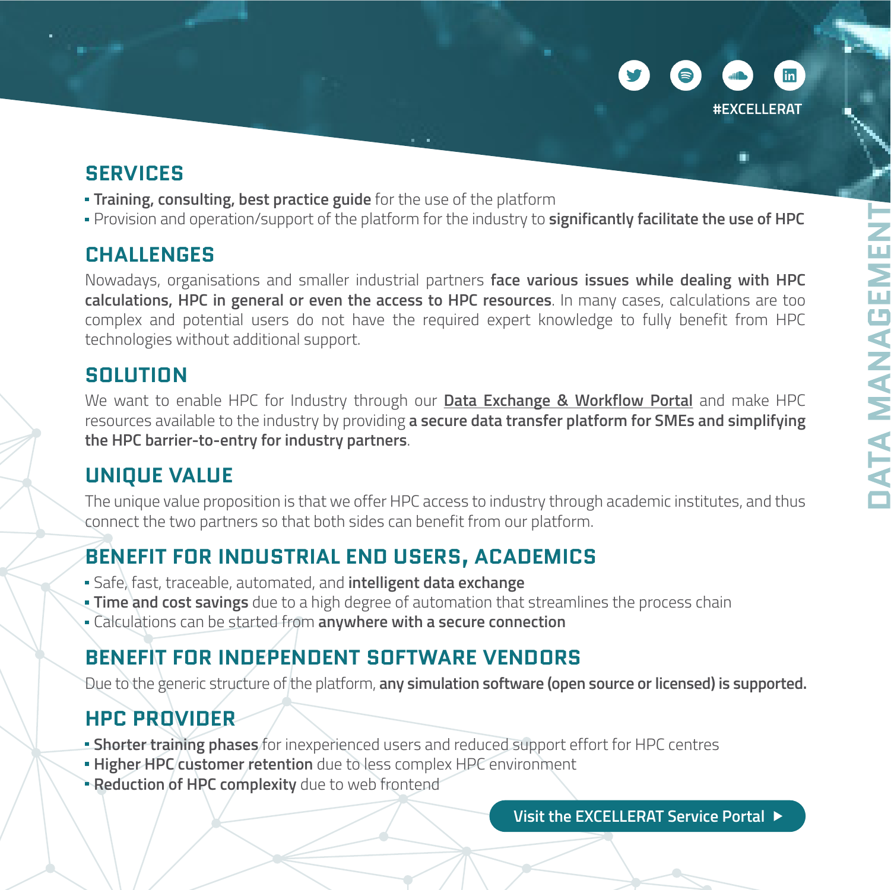#EXCELLERAT

DATA MANAGEMENT

## SERVICES

- **Training, consulting, best practice guide** for the use of the platform
- Provision and operation/support of the platform for the industry to **significantly facilitate the use of HPC**

## CHALLENGES

Nowadays, organisations and smaller industrial partners **face various issues while dealing with HPC calculations, HPC in general or even the access to HPC resources**. In many cases, calculations are too complex and potential users do not have the required expert knowledge to fully benefit from HPC technologies without additional support.

## SOLUTION

We want to enable HPC for Industry through our **Data Exchange & Workflow Portal** and make HPC resources available to the industry by providing **a secure data transfer platform for SMEs and simplifying the HPC barrier-to-entry for industry partners**.

## UNIQUE VALUE

The unique value proposition is that we offer HPC access to industry through academic institutes, and thus connect the two partners so that both sides can benefit from our platform.

## BENEFIT FOR INDUSTRIAL END USERS, ACADEMICS

- Safe, fast, traceable, automated, and **intelligent data exchange**
- **Time and cost savings** due to a high degree of automation that streamlines the process chain
- Calculations can be started from **anywhere with a secure connection**

## BENEFIT FOR INDEPENDENT SOFTWARE VENDORS

Due to the generic structure of the platform, **any simulation software (open source or licensed) is supported.**

## HPC PROVIDER

- **Shorter training phases** for inexperienced users and reduced support effort for HPC centres
- **Higher HPC customer retention** due to less complex HPC environment
- **Reduction of HPC complexity** due to web frontend

Visit the EXCELLERAT Service Portal ▶